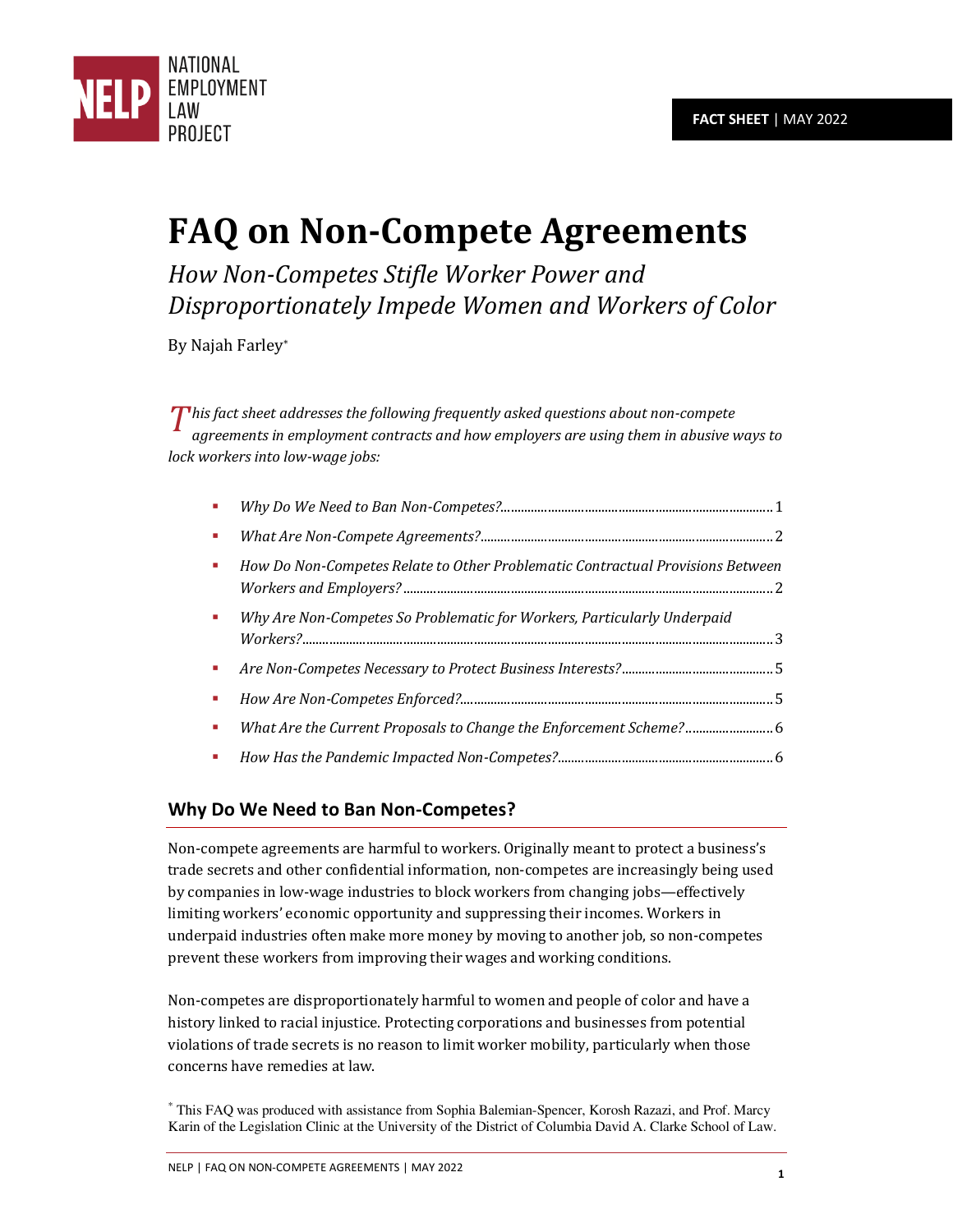NATIONAL EMPLOYMENT LAW PROJECT

**FACT SHEET** | MAY 2022

# FAQ on Non-Compete Agreements

## *How Non-Competes Stifle Worker Power and Disproportionately Impede Women and Workers of Color*

By Najah Farley*

*This fact sheet addresses the following frequently asked questions about non-compete agreements in employment contracts and how employers are using them in abusive ways to lock workers into low-wage jobs:*

- *Why Do We Need to Ban Non-Competes?* ........ 1
- *What Are Non-Compete Agreements?* ........ 2
- *How Do Non-Competes Relate to Other Problematic Contractual Provisions Between Workers and Employers?* ........ 2
- *Why Are Non-Competes So Problematic for Workers, Particularly Underpaid Workers?* ........ 3
- *Are Non-Competes Necessary to Protect Business Interests?* ........ 5
- *How Are Non-Competes Enforced?* ........ 5
- *What Are the Current Proposals to Change the Enforcement Scheme?* ........ 6
- *How Has the Pandemic Impacted Non-Competes?* ........ 6

## Why Do We Need to Ban Non-Competes?

Non-compete agreements are harmful to workers. Originally meant to protect a business's trade secrets and other confidential information, non-competes are increasingly being used by companies in low-wage industries to block workers from changing jobs—effectively limiting workers' economic opportunity and suppressing their incomes. Workers in underpaid industries often make more money by moving to another job, so non-competes prevent these workers from improving their wages and working conditions.

Non-competes are disproportionately harmful to women and people of color and have a history linked to racial injustice. Protecting corporations and businesses from potential violations of trade secrets is no reason to limit worker mobility, particularly when those concerns have remedies at law.

\* This FAQ was produced with assistance from Sophia Balemian-Spencer, Korosh Razazi, and Prof. Marcy Karin of the Legislation Clinic at the University of the District of Columbia David A. Clarke School of Law.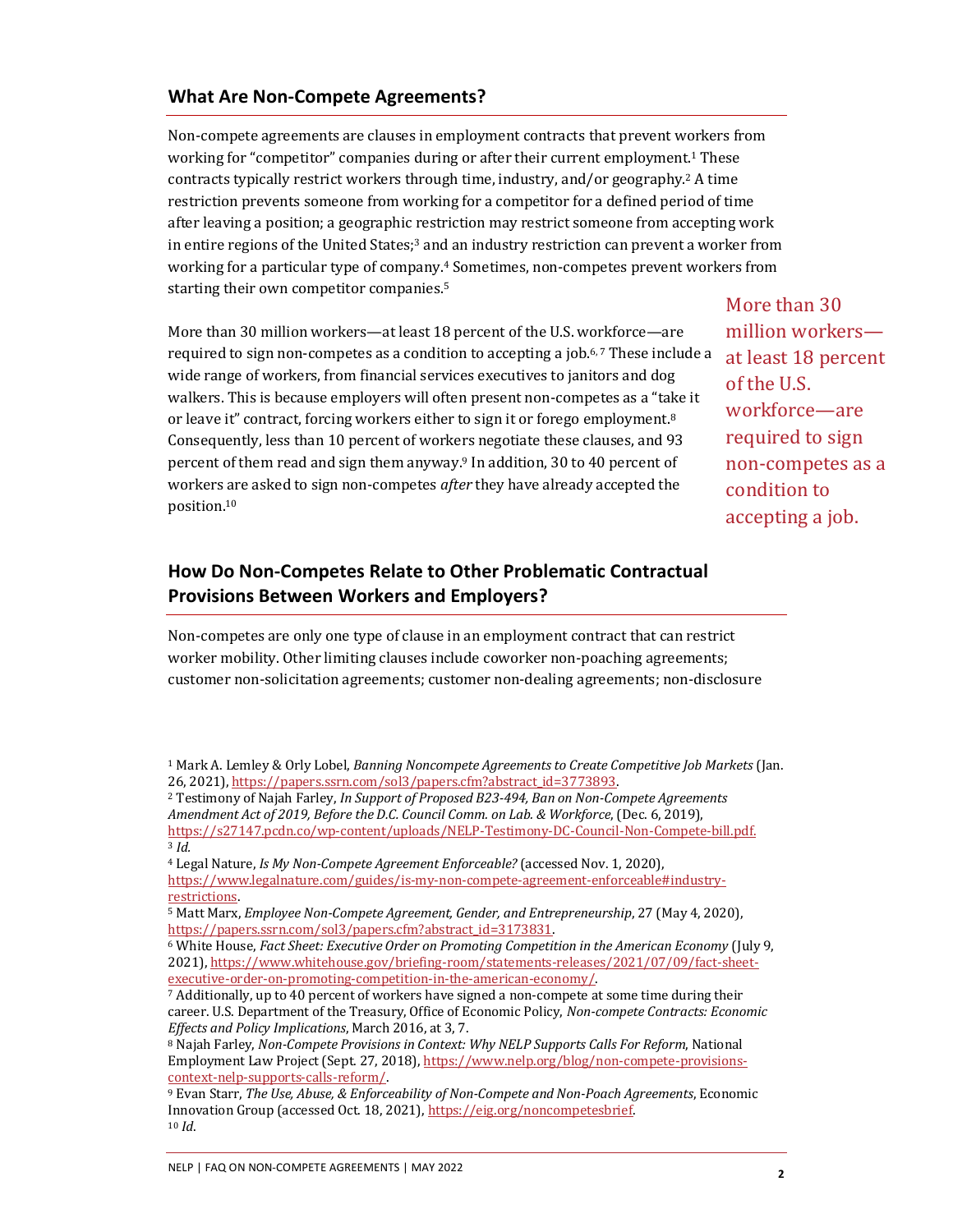## What Are Non-Compete Agreements?

Non-compete agreements are clauses in employment contracts that prevent workers from working for "competitor" companies during or after their current employment.[1] These contracts typically restrict workers through time, industry, and/or geography.[2] A time restriction prevents someone from working for a competitor for a defined period of time after leaving a position; a geographic restriction may restrict someone from accepting work in entire regions of the United States;[3] and an industry restriction can prevent a worker from working for a particular type of company.[4] Sometimes, non-competes prevent workers from starting their own competitor companies.[5]

More than 30 million workers—at least 18 percent of the U.S. workforce—are required to sign non-competes as a condition to accepting a job.[6, 7] These include a wide range of workers, from financial services executives to janitors and dog walkers. This is because employers will often present non-competes as a "take it or leave it" contract, forcing workers either to sign it or forego employment.[8] Consequently, less than 10 percent of workers negotiate these clauses, and 93 percent of them read and sign them anyway.[9] In addition, 30 to 40 percent of workers are asked to sign non-competes *after* they have already accepted the position.[10]

More than 30 million workers—at least 18 percent of the U.S. workforce—are required to sign non-competes as a condition to accepting a job.

## How Do Non-Competes Relate to Other Problematic Contractual Provisions Between Workers and Employers?

Non-competes are only one type of clause in an employment contract that can restrict worker mobility. Other limiting clauses include coworker non-poaching agreements; customer non-solicitation agreements; customer non-dealing agreements; non-disclosure

---

[1] Mark A. Lemley & Orly Lobel, *Banning Noncompete Agreements to Create Competitive Job Markets* (Jan. 26, 2021), https://papers.ssrn.com/sol3/papers.cfm?abstract_id=3773893.

[2] Testimony of Najah Farley, *In Support of Proposed B23-494, Ban on Non-Compete Agreements Amendment Act of 2019, Before the D.C. Council Comm. on Lab. & Workforce*, (Dec. 6, 2019), https://s27147.pcdn.co/wp-content/uploads/NELP-Testimony-DC-Council-Non-Compete-bill.pdf.

[3] *Id.*

[4] Legal Nature, *Is My Non-Compete Agreement Enforceable?* (accessed Nov. 1, 2020), https://www.legalnature.com/guides/is-my-non-compete-agreement-enforceable#industry-restrictions.

[5] Matt Marx, *Employee Non-Compete Agreement, Gender, and Entrepreneurship*, 27 (May 4, 2020), https://papers.ssrn.com/sol3/papers.cfm?abstract_id=3173831.

[6] White House, *Fact Sheet: Executive Order on Promoting Competition in the American Economy* (July 9, 2021), https://www.whitehouse.gov/briefing-room/statements-releases/2021/07/09/fact-sheet-executive-order-on-promoting-competition-in-the-american-economy/.

[7] Additionally, up to 40 percent of workers have signed a non-compete at some time during their career. U.S. Department of the Treasury, Office of Economic Policy, *Non-compete Contracts: Economic Effects and Policy Implications*, March 2016, at 3, 7.

[8] Najah Farley, *Non-Compete Provisions in Context: Why NELP Supports Calls For Reform*, National Employment Law Project (Sept. 27, 2018), https://www.nelp.org/blog/non-compete-provisions-context-nelp-supports-calls-reform/.

[9] Evan Starr, *The Use, Abuse, & Enforceability of Non-Compete and Non-Poach Agreements*, Economic Innovation Group (accessed Oct. 18, 2021), https://eig.org/noncompetesbrief.

[10] *Id.*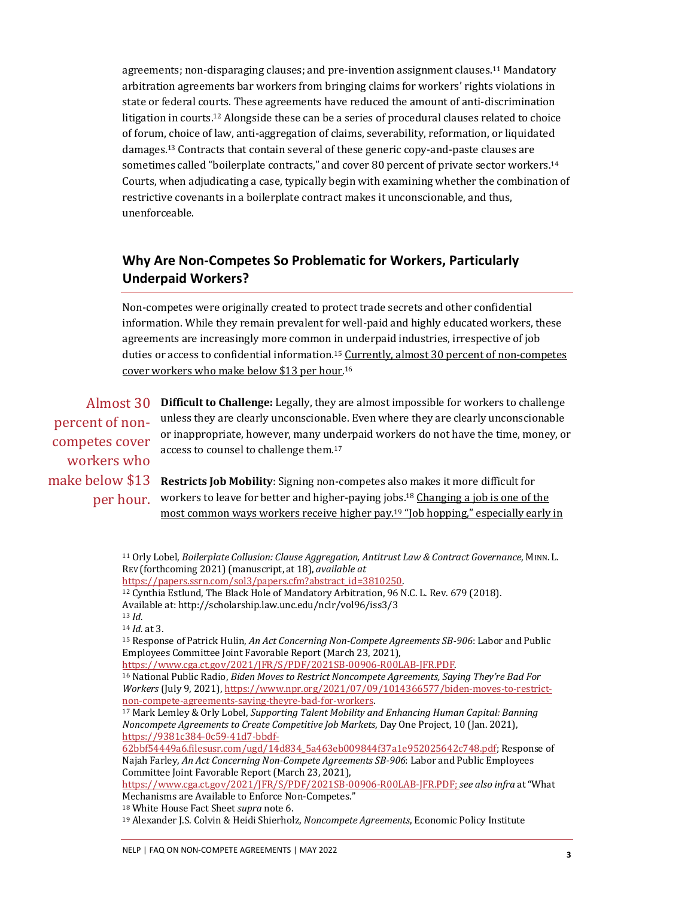agreements; non-disparaging clauses; and pre-invention assignment clauses.[11] Mandatory arbitration agreements bar workers from bringing claims for workers' rights violations in state or federal courts. These agreements have reduced the amount of anti-discrimination litigation in courts.[12] Alongside these can be a series of procedural clauses related to choice of forum, choice of law, anti-aggregation of claims, severability, reformation, or liquidated damages.[13] Contracts that contain several of these generic copy-and-paste clauses are sometimes called "boilerplate contracts," and cover 80 percent of private sector workers.[14] Courts, when adjudicating a case, typically begin with examining whether the combination of restrictive covenants in a boilerplate contract makes it unconscionable, and thus, unenforceable.

## Why Are Non-Competes So Problematic for Workers, Particularly Underpaid Workers?

Non-competes were originally created to protect trade secrets and other confidential information. While they remain prevalent for well-paid and highly educated workers, these agreements are increasingly more common in underpaid industries, irrespective of job duties or access to confidential information.[15] Currently, almost 30 percent of non-competes cover workers who make below $13 per hour.[16]

> Almost 30 percent of non-competes cover workers who make below $13 per hour.

**Difficult to Challenge:** Legally, they are almost impossible for workers to challenge unless they are clearly unconscionable. Even where they are clearly unconscionable or inappropriate, however, many underpaid workers do not have the time, money, or access to counsel to challenge them.[17]

**Restricts Job Mobility**: Signing non-competes also makes it more difficult for workers to leave for better and higher-paying jobs.[18] Changing a job is one of the most common ways workers receive higher pay.[19] "Job hopping," especially early in

---

[11] Orly Lobel, *Boilerplate Collusion: Clause Aggregation, Antitrust Law & Contract Governance*, MINN. L. REV (forthcoming 2021) (manuscript, at 18), *available at* https://papers.ssrn.com/sol3/papers.cfm?abstract_id=3810250.

[12] Cynthia Estlund, The Black Hole of Mandatory Arbitration, 96 N.C. L. Rev. 679 (2018). Available at: http://scholarship.law.unc.edu/nclr/vol96/iss3/3

[13] *Id.*

[14] *Id.* at 3.

[15] Response of Patrick Hulin, *An Act Concerning Non-Compete Agreements SB-906*: Labor and Public Employees Committee Joint Favorable Report (March 23, 2021), https://www.cga.ct.gov/2021/JFR/S/PDF/2021SB-00906-R00LAB-JFR.PDF.

[16] National Public Radio, *Biden Moves to Restrict Noncompete Agreements, Saying They're Bad For Workers* (July 9, 2021), https://www.npr.org/2021/07/09/1014366577/biden-moves-to-restrict-non-compete-agreements-saying-theyre-bad-for-workers.

[17] Mark Lemley & Orly Lobel, *Supporting Talent Mobility and Enhancing Human Capital: Banning Noncompete Agreements to Create Competitive Job Markets*, Day One Project, 10 (Jan. 2021), https://9381c384-0c59-41d7-bbdf-62bbf54449a6.filesusr.com/ugd/14d834_5a463eb009844f37a1e952025642c748.pdf; Response of Najah Farley, *An Act Concerning Non-Compete Agreements SB-906*: Labor and Public Employees Committee Joint Favorable Report (March 23, 2021), https://www.cga.ct.gov/2021/JFR/S/PDF/2021SB-00906-R00LAB-JFR.PDF; *see also infra* at "What Mechanisms are Available to Enforce Non-Competes."

[18] White House Fact Sheet *supra* note 6.

[19] Alexander J.S. Colvin & Heidi Shierholz, *Noncompete Agreements*, Economic Policy Institute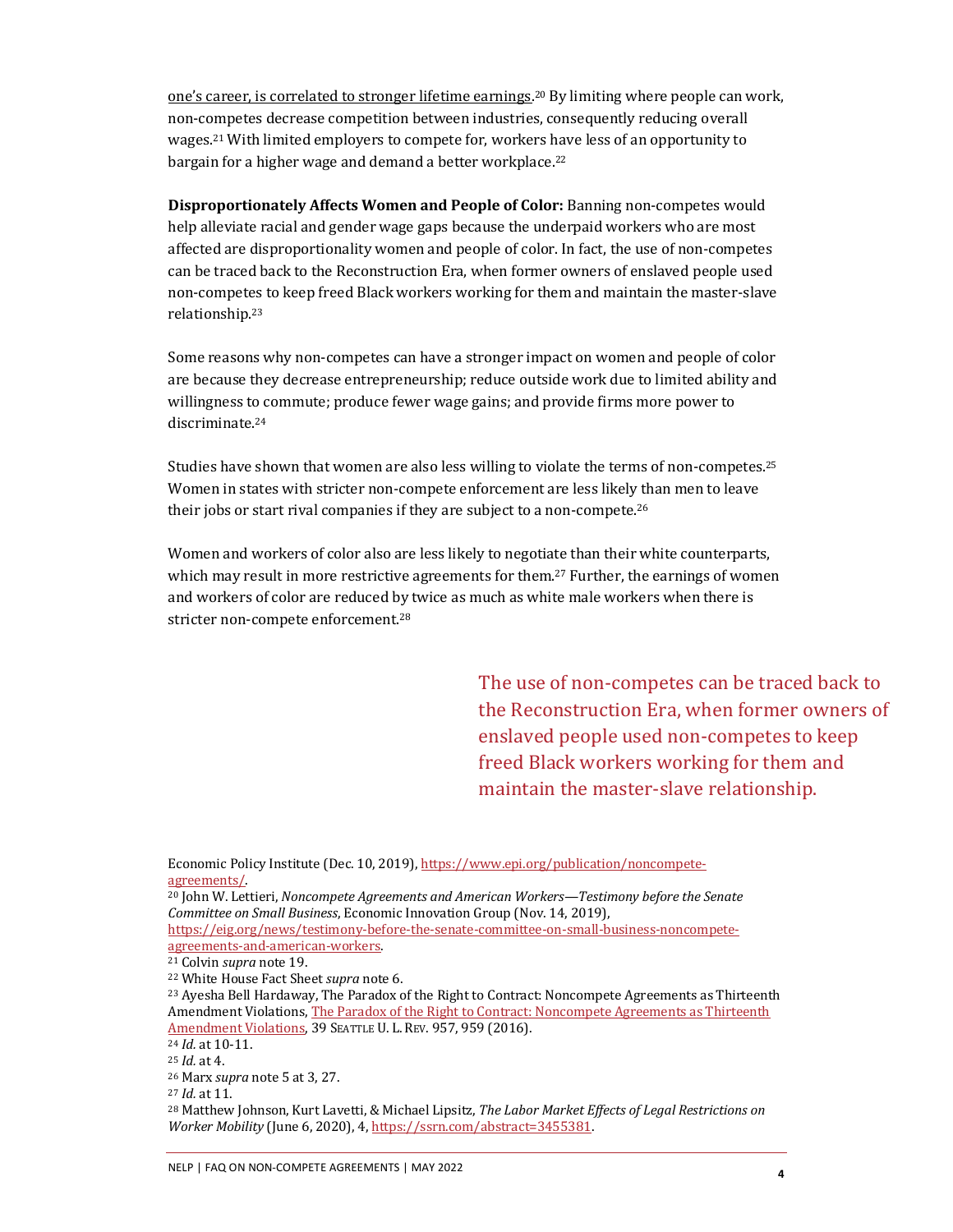one's career, is correlated to stronger lifetime earnings.[20] By limiting where people can work, non-competes decrease competition between industries, consequently reducing overall wages.[21] With limited employers to compete for, workers have less of an opportunity to bargain for a higher wage and demand a better workplace.[22]

**Disproportionately Affects Women and People of Color:** Banning non-competes would help alleviate racial and gender wage gaps because the underpaid workers who are most affected are disproportionality women and people of color. In fact, the use of non-competes can be traced back to the Reconstruction Era, when former owners of enslaved people used non-competes to keep freed Black workers working for them and maintain the master-slave relationship.[23]

Some reasons why non-competes can have a stronger impact on women and people of color are because they decrease entrepreneurship; reduce outside work due to limited ability and willingness to commute; produce fewer wage gains; and provide firms more power to discriminate.[24]

Studies have shown that women are also less willing to violate the terms of non-competes.[25] Women in states with stricter non-compete enforcement are less likely than men to leave their jobs or start rival companies if they are subject to a non-compete.[26]

Women and workers of color also are less likely to negotiate than their white counterparts, which may result in more restrictive agreements for them.[27] Further, the earnings of women and workers of color are reduced by twice as much as white male workers when there is stricter non-compete enforcement.[28]

> The use of non-competes can be traced back to the Reconstruction Era, when former owners of enslaved people used non-competes to keep freed Black workers working for them and maintain the master-slave relationship.

---

Economic Policy Institute (Dec. 10, 2019), https://www.epi.org/publication/noncompete-agreements/.

[20] John W. Lettieri, *Noncompete Agreements and American Workers—Testimony before the Senate Committee on Small Business*, Economic Innovation Group (Nov. 14, 2019), https://eig.org/news/testimony-before-the-senate-committee-on-small-business-noncompete-agreements-and-american-workers.

[21] Colvin *supra* note 19.

[22] White House Fact Sheet *supra* note 6.

[23] Ayesha Bell Hardaway, The Paradox of the Right to Contract: Noncompete Agreements as Thirteenth Amendment Violations, The Paradox of the Right to Contract: Noncompete Agreements as Thirteenth Amendment Violations, 39 Seattle U. L. Rev. 957, 959 (2016).

[24] *Id.* at 10-11.

[25] *Id.* at 4.

[26] Marx *supra* note 5 at 3, 27.

[27] *Id.* at 11.

[28] Matthew Johnson, Kurt Lavetti, & Michael Lipsitz, *The Labor Market Effects of Legal Restrictions on Worker Mobility* (June 6, 2020), 4, https://ssrn.com/abstract=3455381.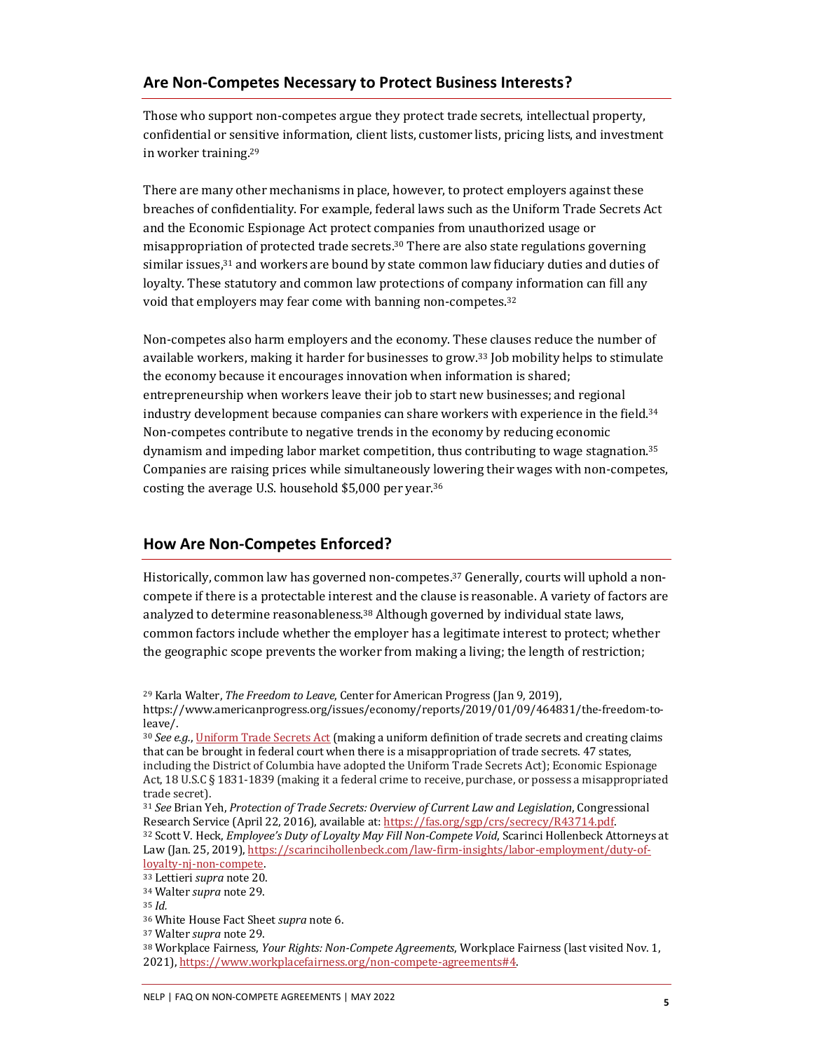## Are Non-Competes Necessary to Protect Business Interests?

Those who support non-competes argue they protect trade secrets, intellectual property, confidential or sensitive information, client lists, customer lists, pricing lists, and investment in worker training.[29]

There are many other mechanisms in place, however, to protect employers against these breaches of confidentiality. For example, federal laws such as the Uniform Trade Secrets Act and the Economic Espionage Act protect companies from unauthorized usage or misappropriation of protected trade secrets.[30] There are also state regulations governing similar issues,[31] and workers are bound by state common law fiduciary duties and duties of loyalty. These statutory and common law protections of company information can fill any void that employers may fear come with banning non-competes.[32]

Non-competes also harm employers and the economy. These clauses reduce the number of available workers, making it harder for businesses to grow.[33] Job mobility helps to stimulate the economy because it encourages innovation when information is shared; entrepreneurship when workers leave their job to start new businesses; and regional industry development because companies can share workers with experience in the field.[34] Non-competes contribute to negative trends in the economy by reducing economic dynamism and impeding labor market competition, thus contributing to wage stagnation.[35] Companies are raising prices while simultaneously lowering their wages with non-competes, costing the average U.S. household $5,000 per year.[36]

## How Are Non-Competes Enforced?

Historically, common law has governed non-competes.[37] Generally, courts will uphold a non-compete if there is a protectable interest and the clause is reasonable. A variety of factors are analyzed to determine reasonableness.[38] Although governed by individual state laws, common factors include whether the employer has a legitimate interest to protect; whether the geographic scope prevents the worker from making a living; the length of restriction;

---

[29] Karla Walter, *The Freedom to Leave*, Center for American Progress (Jan 9, 2019), https://www.americanprogress.org/issues/economy/reports/2019/01/09/464831/the-freedom-to-leave/.

[30] *See e.g.*, Uniform Trade Secrets Act (making a uniform definition of trade secrets and creating claims that can be brought in federal court when there is a misappropriation of trade secrets. 47 states, including the District of Columbia have adopted the Uniform Trade Secrets Act); Economic Espionage Act, 18 U.S.C § 1831-1839 (making it a federal crime to receive, purchase, or possess a misappropriated trade secret).

[31] *See* Brian Yeh, *Protection of Trade Secrets: Overview of Current Law and Legislation*, Congressional Research Service (April 22, 2016), available at: https://fas.org/sgp/crs/secrecy/R43714.pdf.

[32] Scott V. Heck, *Employee's Duty of Loyalty May Fill Non-Compete Void*, Scarinci Hollenbeck Attorneys at Law (Jan. 25, 2019), https://scarincihollenbeck.com/law-firm-insights/labor-employment/duty-of-loyalty-nj-non-compete.

[33] Lettieri *supra* note 20.

[34] Walter *supra* note 29.

[35] *Id.*

[36] White House Fact Sheet *supra* note 6.

[37] Walter *supra* note 29.

[38] Workplace Fairness, *Your Rights: Non-Compete Agreements*, Workplace Fairness (last visited Nov. 1, 2021), https://www.workplacefairness.org/non-compete-agreements#4.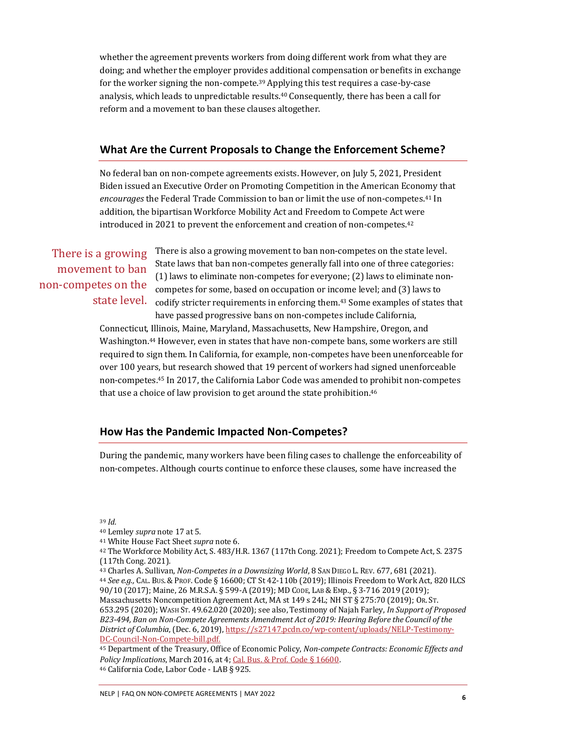whether the agreement prevents workers from doing different work from what they are doing; and whether the employer provides additional compensation or benefits in exchange for the worker signing the non-compete.[39] Applying this test requires a case-by-case analysis, which leads to unpredictable results.[40] Consequently, there has been a call for reform and a movement to ban these clauses altogether.

## What Are the Current Proposals to Change the Enforcement Scheme?

No federal ban on non-compete agreements exists. However, on July 5, 2021, President Biden issued an Executive Order on Promoting Competition in the American Economy that *encourages* the Federal Trade Commission to ban or limit the use of non-competes.[41] In addition, the bipartisan Workforce Mobility Act and Freedom to Compete Act were introduced in 2021 to prevent the enforcement and creation of non-competes.[42]

> There is a growing movement to ban non-competes on the state level.

There is also a growing movement to ban non-competes on the state level. State laws that ban non-competes generally fall into one of three categories: (1) laws to eliminate non-competes for everyone; (2) laws to eliminate non-competes for some, based on occupation or income level; and (3) laws to codify stricter requirements in enforcing them.[43] Some examples of states that have passed progressive bans on non-competes include California, Connecticut, Illinois, Maine, Maryland, Massachusetts, New Hampshire, Oregon, and Washington.[44] However, even in states that have non-compete bans, some workers are still required to sign them. In California, for example, non-competes have been unenforceable for over 100 years, but research showed that 19 percent of workers had signed unenforceable non-competes.[45] In 2017, the California Labor Code was amended to prohibit non-competes that use a choice of law provision to get around the state prohibition.[46]

## How Has the Pandemic Impacted Non-Competes?

During the pandemic, many workers have been filing cases to challenge the enforceability of non-competes. Although courts continue to enforce these clauses, some have increased the

---

[39] *Id.*

[40] Lemley *supra* note 17 at 5.

[41] White House Fact Sheet *supra* note 6.

[42] The Workforce Mobility Act, S. 483/H.R. 1367 (117th Cong. 2021); Freedom to Compete Act, S. 2375 (117th Cong. 2021).

[43] Charles A. Sullivan, *Non-Competes in a Downsizing World*, 8 San Diego L. Rev. 677, 681 (2021).

[44] *See e.g.,* Cal. Bus. & Prof. Code § 16600; CT St 42-110b (2019); Illinois Freedom to Work Act, 820 ILCS 90/10 (2017); Maine, 26 M.R.S.A. § 599-A (2019); MD Code, Lab & Emp., § 3-716 2019 (2019); Massachusetts Noncompetition Agreement Act, MA st 149 s 24L; NH ST § 275:70 (2019); Or. St. 653.295 (2020); Wash St. 49.62.020 (2020); see also, Testimony of Najah Farley, *In Support of Proposed B23-494, Ban on Non-Compete Agreements Amendment Act of 2019: Hearing Before the Council of the District of Columbia*, (Dec. 6, 2019), https://s27147.pcdn.co/wp-content/uploads/NELP-Testimony-DC-Council-Non-Compete-bill.pdf.

[45] Department of the Treasury, Office of Economic Policy, *Non-compete Contracts: Economic Effects and Policy Implications*, March 2016, at 4; Cal. Bus. & Prof. Code § 16600.

[46] California Code, Labor Code - LAB § 925.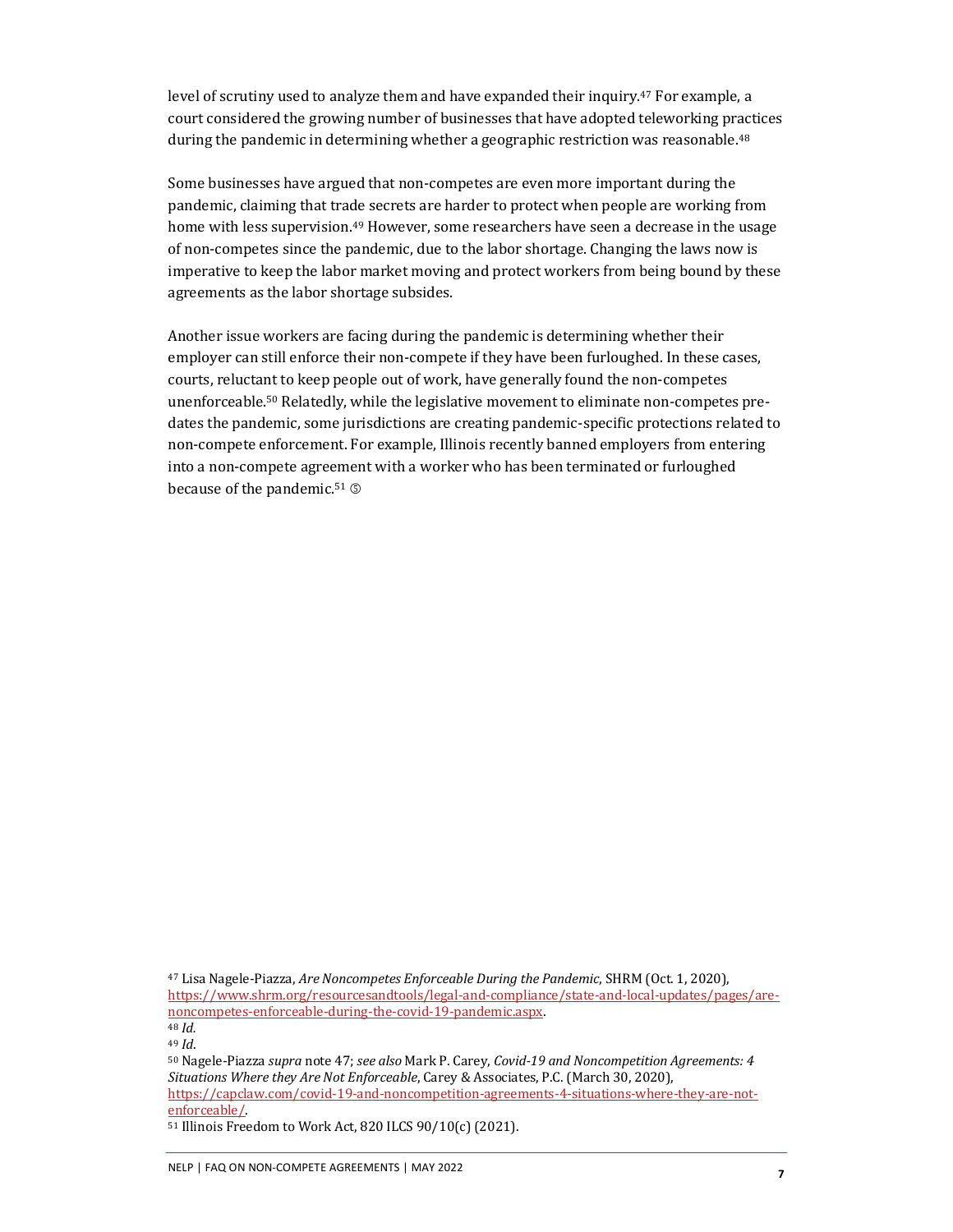level of scrutiny used to analyze them and have expanded their inquiry.[47] For example, a court considered the growing number of businesses that have adopted teleworking practices during the pandemic in determining whether a geographic restriction was reasonable.[48]

Some businesses have argued that non-competes are even more important during the pandemic, claiming that trade secrets are harder to protect when people are working from home with less supervision.[49] However, some researchers have seen a decrease in the usage of non-competes since the pandemic, due to the labor shortage. Changing the laws now is imperative to keep the labor market moving and protect workers from being bound by these agreements as the labor shortage subsides.

Another issue workers are facing during the pandemic is determining whether their employer can still enforce their non-compete if they have been furloughed. In these cases, courts, reluctant to keep people out of work, have generally found the non-competes unenforceable.[50] Relatedly, while the legislative movement to eliminate non-competes pre-dates the pandemic, some jurisdictions are creating pandemic-specific protections related to non-compete enforcement. For example, Illinois recently banned employers from entering into a non-compete agreement with a worker who has been terminated or furloughed because of the pandemic.[51] ⑤

---

[47] Lisa Nagele-Piazza, *Are Noncompetes Enforceable During the Pandemic*, SHRM (Oct. 1, 2020), https://www.shrm.org/resourcesandtools/legal-and-compliance/state-and-local-updates/pages/are-noncompetes-enforceable-during-the-covid-19-pandemic.aspx.

[48] *Id.*

[49] *Id*.

[50] Nagele-Piazza *supra* note 47; *see also* Mark P. Carey, *Covid-19 and Noncompetition Agreements: 4 Situations Where they Are Not Enforceable*, Carey & Associates, P.C. (March 30, 2020), https://capclaw.com/covid-19-and-noncompetition-agreements-4-situations-where-they-are-not-enforceable/.

[51] Illinois Freedom to Work Act, 820 ILCS 90/10(c) (2021).